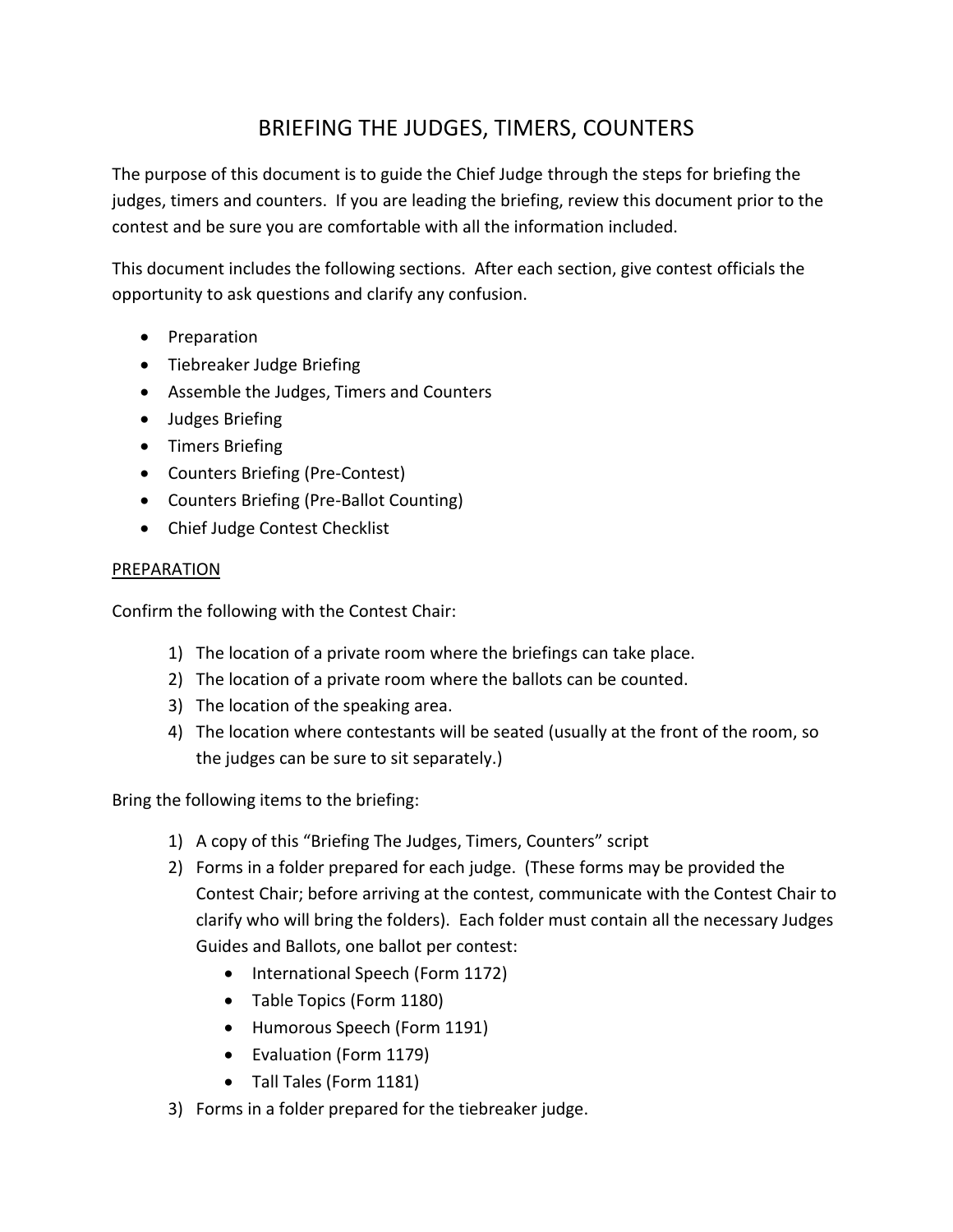# BRIEFING THE JUDGES, TIMERS, COUNTERS

The purpose of this document is to guide the Chief Judge through the steps for briefing the judges, timers and counters. If you are leading the briefing, review this document prior to the contest and be sure you are comfortable with all the information included.

This document includes the following sections. After each section, give contest officials the opportunity to ask questions and clarify any confusion.

- Preparation
- Tiebreaker Judge Briefing
- Assemble the Judges, Timers and Counters
- Judges Briefing
- Timers Briefing
- Counters Briefing (Pre-Contest)
- Counters Briefing (Pre-Ballot Counting)
- Chief Judge Contest Checklist

## PREPARATION

Confirm the following with the Contest Chair:

1) The location of a private room where the briefings can take place.
2) The location of a private room where the ballots can be counted.
3) The location of the speaking area.
4) The location where contestants will be seated (usually at the front of the room, so the judges can be sure to sit separately.)

Bring the following items to the briefing:

1) A copy of this "Briefing The Judges, Timers, Counters" script
2) Forms in a folder prepared for each judge. (These forms may be provided the Contest Chair; before arriving at the contest, communicate with the Contest Chair to clarify who will bring the folders). Each folder must contain all the necessary Judges Guides and Ballots, one ballot per contest:
   - International Speech (Form 1172)
   - Table Topics (Form 1180)
   - Humorous Speech (Form 1191)
   - Evaluation (Form 1179)
   - Tall Tales (Form 1181)
3) Forms in a folder prepared for the tiebreaker judge.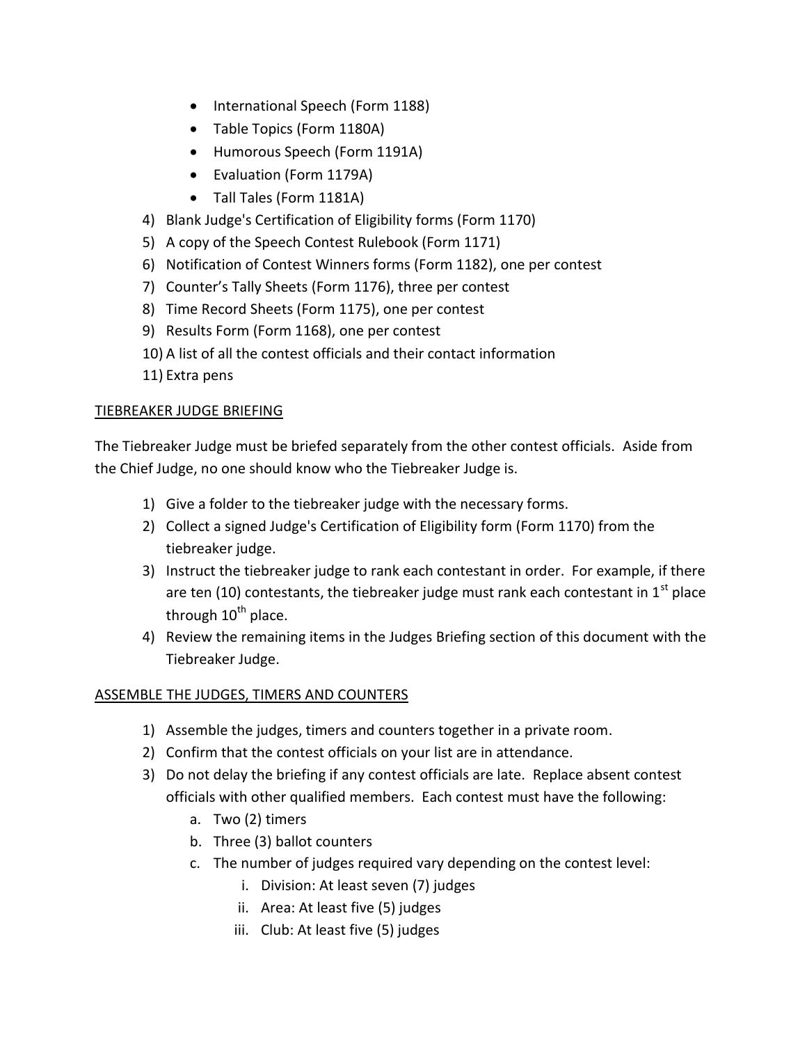- International Speech (Form 1188)
- Table Topics (Form 1180A)
- Humorous Speech (Form 1191A)
- Evaluation (Form 1179A)
- Tall Tales (Form 1181A)

4) Blank Judge's Certification of Eligibility forms (Form 1170)
5) A copy of the Speech Contest Rulebook (Form 1171)
6) Notification of Contest Winners forms (Form 1182), one per contest
7) Counter's Tally Sheets (Form 1176), three per contest
8) Time Record Sheets (Form 1175), one per contest
9) Results Form (Form 1168), one per contest
10) A list of all the contest officials and their contact information
11) Extra pens

<u>TIEBREAKER JUDGE BRIEFING</u>

The Tiebreaker Judge must be briefed separately from the other contest officials. Aside from the Chief Judge, no one should know who the Tiebreaker Judge is.

1) Give a folder to the tiebreaker judge with the necessary forms.
2) Collect a signed Judge's Certification of Eligibility form (Form 1170) from the tiebreaker judge.
3) Instruct the tiebreaker judge to rank each contestant in order. For example, if there are ten (10) contestants, the tiebreaker judge must rank each contestant in 1st place through 10th place.
4) Review the remaining items in the Judges Briefing section of this document with the Tiebreaker Judge.

<u>ASSEMBLE THE JUDGES, TIMERS AND COUNTERS</u>

1) Assemble the judges, timers and counters together in a private room.
2) Confirm that the contest officials on your list are in attendance.
3) Do not delay the briefing if any contest officials are late. Replace absent contest officials with other qualified members. Each contest must have the following:
   a. Two (2) timers
   b. Three (3) ballot counters
   c. The number of judges required vary depending on the contest level:
      i. Division: At least seven (7) judges
      ii. Area: At least five (5) judges
      iii. Club: At least five (5) judges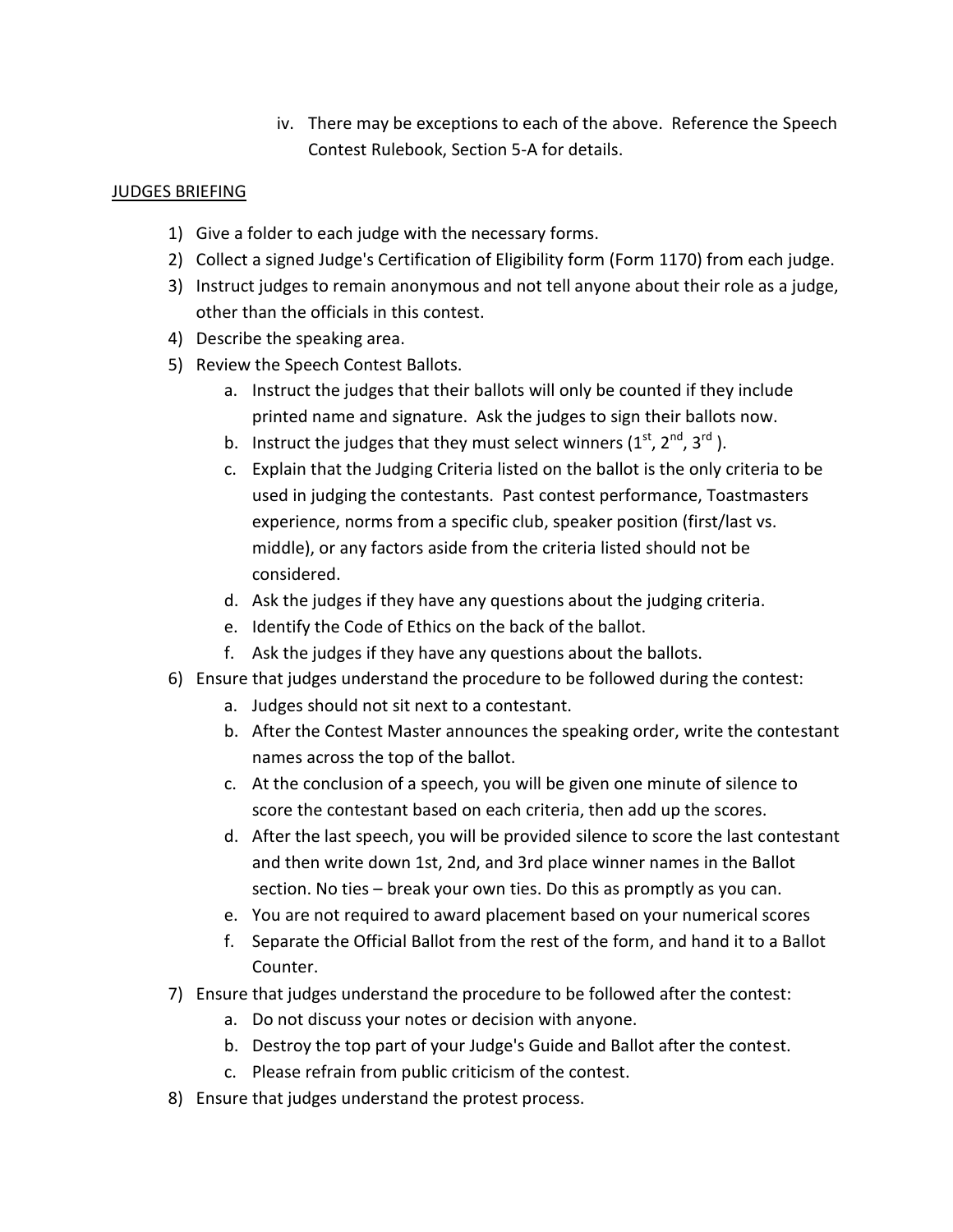iv. There may be exceptions to each of the above. Reference the Speech Contest Rulebook, Section 5-A for details.

<u>JUDGES BRIEFING</u>

1) Give a folder to each judge with the necessary forms.
2) Collect a signed Judge's Certification of Eligibility form (Form 1170) from each judge.
3) Instruct judges to remain anonymous and not tell anyone about their role as a judge, other than the officials in this contest.
4) Describe the speaking area.
5) Review the Speech Contest Ballots.
   a. Instruct the judges that their ballots will only be counted if they include printed name and signature. Ask the judges to sign their ballots now.
   b. Instruct the judges that they must select winners (1st, 2nd, 3rd ).
   c. Explain that the Judging Criteria listed on the ballot is the only criteria to be used in judging the contestants. Past contest performance, Toastmasters experience, norms from a specific club, speaker position (first/last vs. middle), or any factors aside from the criteria listed should not be considered.
   d. Ask the judges if they have any questions about the judging criteria.
   e. Identify the Code of Ethics on the back of the ballot.
   f. Ask the judges if they have any questions about the ballots.
6) Ensure that judges understand the procedure to be followed during the contest:
   a. Judges should not sit next to a contestant.
   b. After the Contest Master announces the speaking order, write the contestant names across the top of the ballot.
   c. At the conclusion of a speech, you will be given one minute of silence to score the contestant based on each criteria, then add up the scores.
   d. After the last speech, you will be provided silence to score the last contestant and then write down 1st, 2nd, and 3rd place winner names in the Ballot section. No ties – break your own ties. Do this as promptly as you can.
   e. You are not required to award placement based on your numerical scores
   f. Separate the Official Ballot from the rest of the form, and hand it to a Ballot Counter.
7) Ensure that judges understand the procedure to be followed after the contest:
   a. Do not discuss your notes or decision with anyone.
   b. Destroy the top part of your Judge's Guide and Ballot after the contest.
   c. Please refrain from public criticism of the contest.
8) Ensure that judges understand the protest process.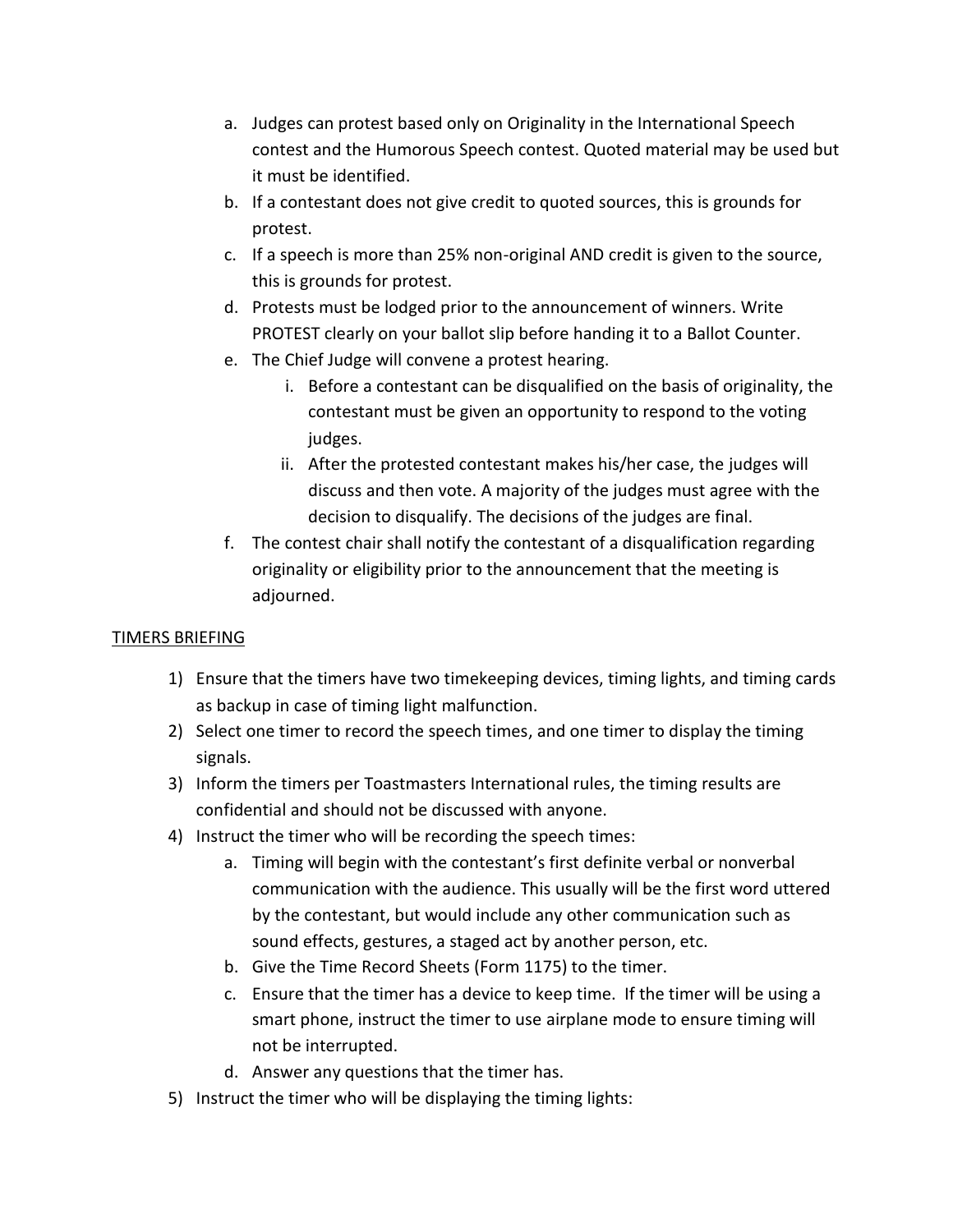a. Judges can protest based only on Originality in the International Speech contest and the Humorous Speech contest. Quoted material may be used but it must be identified.
b. If a contestant does not give credit to quoted sources, this is grounds for protest.
c. If a speech is more than 25% non-original AND credit is given to the source, this is grounds for protest.
d. Protests must be lodged prior to the announcement of winners. Write PROTEST clearly on your ballot slip before handing it to a Ballot Counter.
e. The Chief Judge will convene a protest hearing.
    i. Before a contestant can be disqualified on the basis of originality, the contestant must be given an opportunity to respond to the voting judges.
    ii. After the protested contestant makes his/her case, the judges will discuss and then vote. A majority of the judges must agree with the decision to disqualify. The decisions of the judges are final.
f. The contest chair shall notify the contestant of a disqualification regarding originality or eligibility prior to the announcement that the meeting is adjourned.

<u>TIMERS BRIEFING</u>

1) Ensure that the timers have two timekeeping devices, timing lights, and timing cards as backup in case of timing light malfunction.
2) Select one timer to record the speech times, and one timer to display the timing signals.
3) Inform the timers per Toastmasters International rules, the timing results are confidential and should not be discussed with anyone.
4) Instruct the timer who will be recording the speech times:
    a. Timing will begin with the contestant's first definite verbal or nonverbal communication with the audience. This usually will be the first word uttered by the contestant, but would include any other communication such as sound effects, gestures, a staged act by another person, etc.
    b. Give the Time Record Sheets (Form 1175) to the timer.
    c. Ensure that the timer has a device to keep time. If the timer will be using a smart phone, instruct the timer to use airplane mode to ensure timing will not be interrupted.
    d. Answer any questions that the timer has.
5) Instruct the timer who will be displaying the timing lights: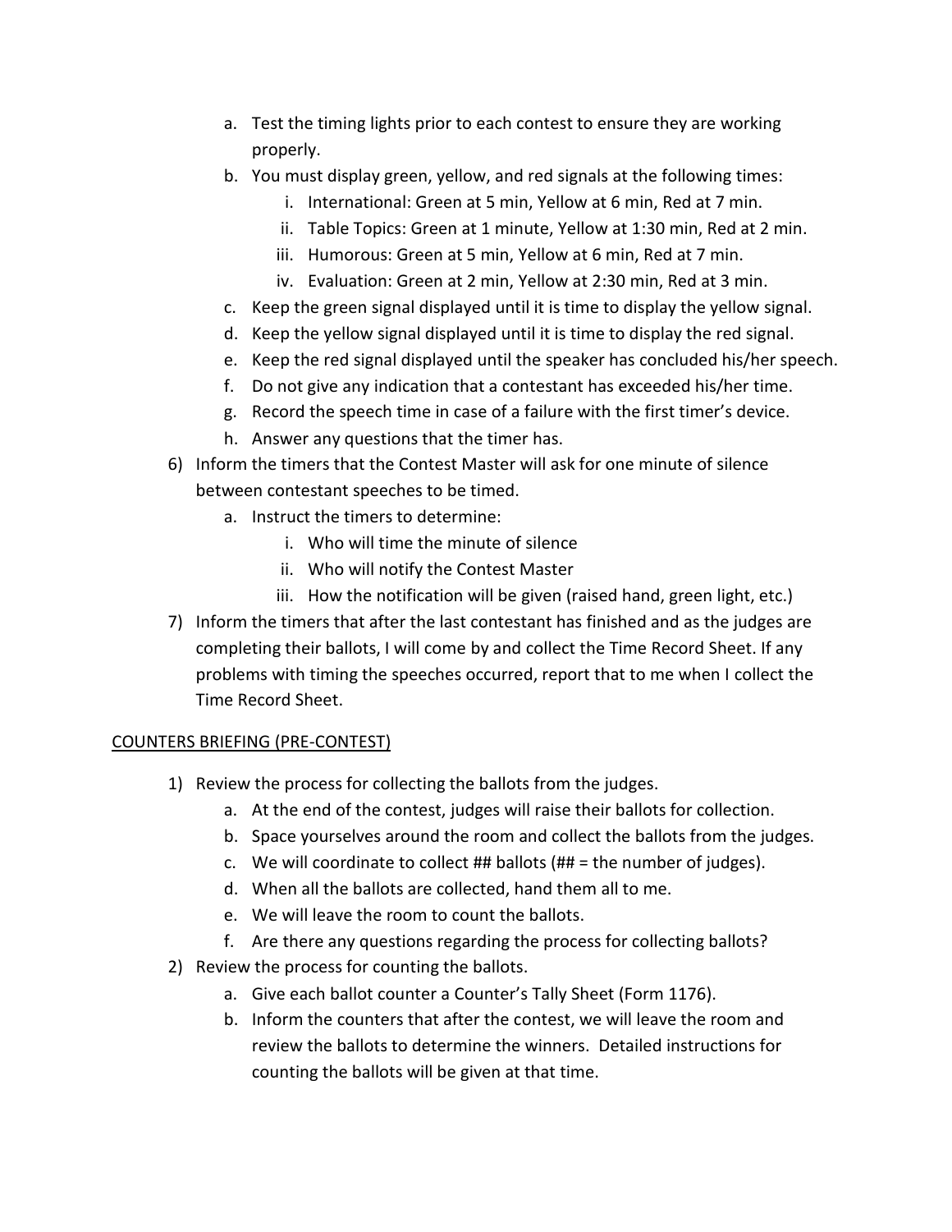a. Test the timing lights prior to each contest to ensure they are working properly.
   b. You must display green, yellow, and red signals at the following times:
      i. International: Green at 5 min, Yellow at 6 min, Red at 7 min.
      ii. Table Topics: Green at 1 minute, Yellow at 1:30 min, Red at 2 min.
      iii. Humorous: Green at 5 min, Yellow at 6 min, Red at 7 min.
      iv. Evaluation: Green at 2 min, Yellow at 2:30 min, Red at 3 min.
   c. Keep the green signal displayed until it is time to display the yellow signal.
   d. Keep the yellow signal displayed until it is time to display the red signal.
   e. Keep the red signal displayed until the speaker has concluded his/her speech.
   f. Do not give any indication that a contestant has exceeded his/her time.
   g. Record the speech time in case of a failure with the first timer's device.
   h. Answer any questions that the timer has.

6) Inform the timers that the Contest Master will ask for one minute of silence between contestant speeches to be timed.
   a. Instruct the timers to determine:
      i. Who will time the minute of silence
      ii. Who will notify the Contest Master
      iii. How the notification will be given (raised hand, green light, etc.)
7) Inform the timers that after the last contestant has finished and as the judges are completing their ballots, I will come by and collect the Time Record Sheet. If any problems with timing the speeches occurred, report that to me when I collect the Time Record Sheet.

<u>COUNTERS BRIEFING (PRE-CONTEST)</u>

1) Review the process for collecting the ballots from the judges.
   a. At the end of the contest, judges will raise their ballots for collection.
   b. Space yourselves around the room and collect the ballots from the judges.
   c. We will coordinate to collect ## ballots (## = the number of judges).
   d. When all the ballots are collected, hand them all to me.
   e. We will leave the room to count the ballots.
   f. Are there any questions regarding the process for collecting ballots?
2) Review the process for counting the ballots.
   a. Give each ballot counter a Counter's Tally Sheet (Form 1176).
   b. Inform the counters that after the contest, we will leave the room and review the ballots to determine the winners. Detailed instructions for counting the ballots will be given at that time.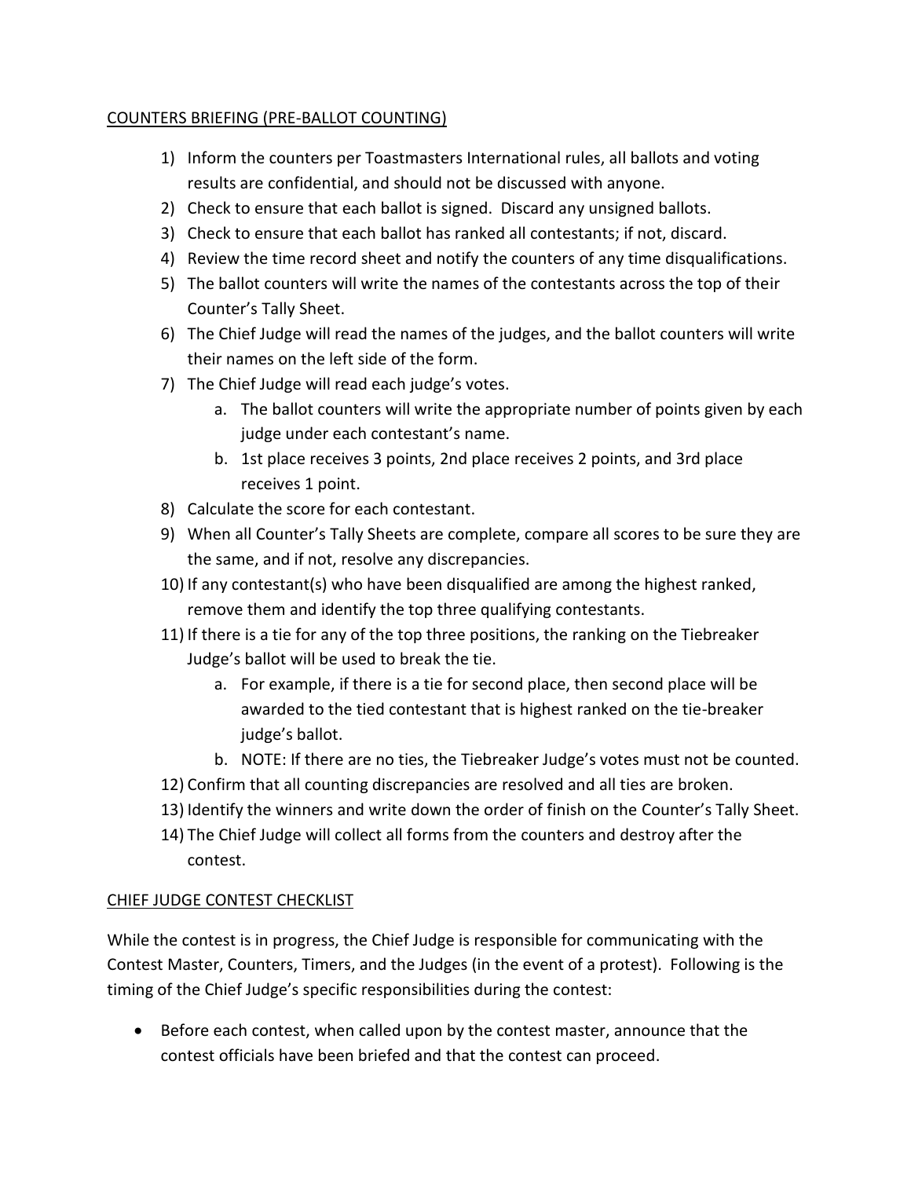## COUNTERS BRIEFING (PRE-BALLOT COUNTING)

1) Inform the counters per Toastmasters International rules, all ballots and voting results are confidential, and should not be discussed with anyone.
2) Check to ensure that each ballot is signed. Discard any unsigned ballots.
3) Check to ensure that each ballot has ranked all contestants; if not, discard.
4) Review the time record sheet and notify the counters of any time disqualifications.
5) The ballot counters will write the names of the contestants across the top of their Counter's Tally Sheet.
6) The Chief Judge will read the names of the judges, and the ballot counters will write their names on the left side of the form.
7) The Chief Judge will read each judge's votes.
    a. The ballot counters will write the appropriate number of points given by each judge under each contestant's name.
    b. 1st place receives 3 points, 2nd place receives 2 points, and 3rd place receives 1 point.
8) Calculate the score for each contestant.
9) When all Counter's Tally Sheets are complete, compare all scores to be sure they are the same, and if not, resolve any discrepancies.
10) If any contestant(s) who have been disqualified are among the highest ranked, remove them and identify the top three qualifying contestants.
11) If there is a tie for any of the top three positions, the ranking on the Tiebreaker Judge's ballot will be used to break the tie.
    a. For example, if there is a tie for second place, then second place will be awarded to the tied contestant that is highest ranked on the tie-breaker judge's ballot.
    b. NOTE: If there are no ties, the Tiebreaker Judge's votes must not be counted.
12) Confirm that all counting discrepancies are resolved and all ties are broken.
13) Identify the winners and write down the order of finish on the Counter's Tally Sheet.
14) The Chief Judge will collect all forms from the counters and destroy after the contest.

## CHIEF JUDGE CONTEST CHECKLIST

While the contest is in progress, the Chief Judge is responsible for communicating with the Contest Master, Counters, Timers, and the Judges (in the event of a protest). Following is the timing of the Chief Judge's specific responsibilities during the contest:

- Before each contest, when called upon by the contest master, announce that the contest officials have been briefed and that the contest can proceed.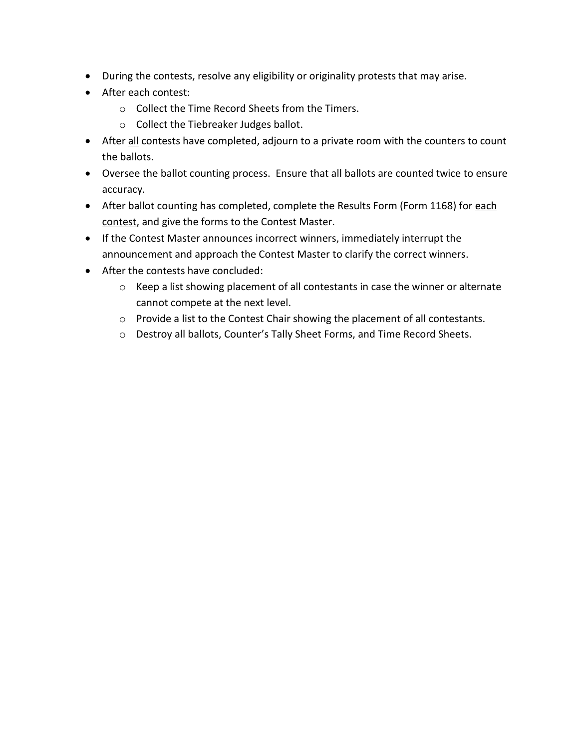- During the contests, resolve any eligibility or originality protests that may arise.
- After each contest:
  - Collect the Time Record Sheets from the Timers.
  - Collect the Tiebreaker Judges ballot.
- After <u>all</u> contests have completed, adjourn to a private room with the counters to count the ballots.
- Oversee the ballot counting process.  Ensure that all ballots are counted twice to ensure accuracy.
- After ballot counting has completed, complete the Results Form (Form 1168) for <u>each contest,</u> and give the forms to the Contest Master.
- If the Contest Master announces incorrect winners, immediately interrupt the announcement and approach the Contest Master to clarify the correct winners.
- After the contests have concluded:
  - Keep a list showing placement of all contestants in case the winner or alternate cannot compete at the next level.
  - Provide a list to the Contest Chair showing the placement of all contestants.
  - Destroy all ballots, Counter's Tally Sheet Forms, and Time Record Sheets.